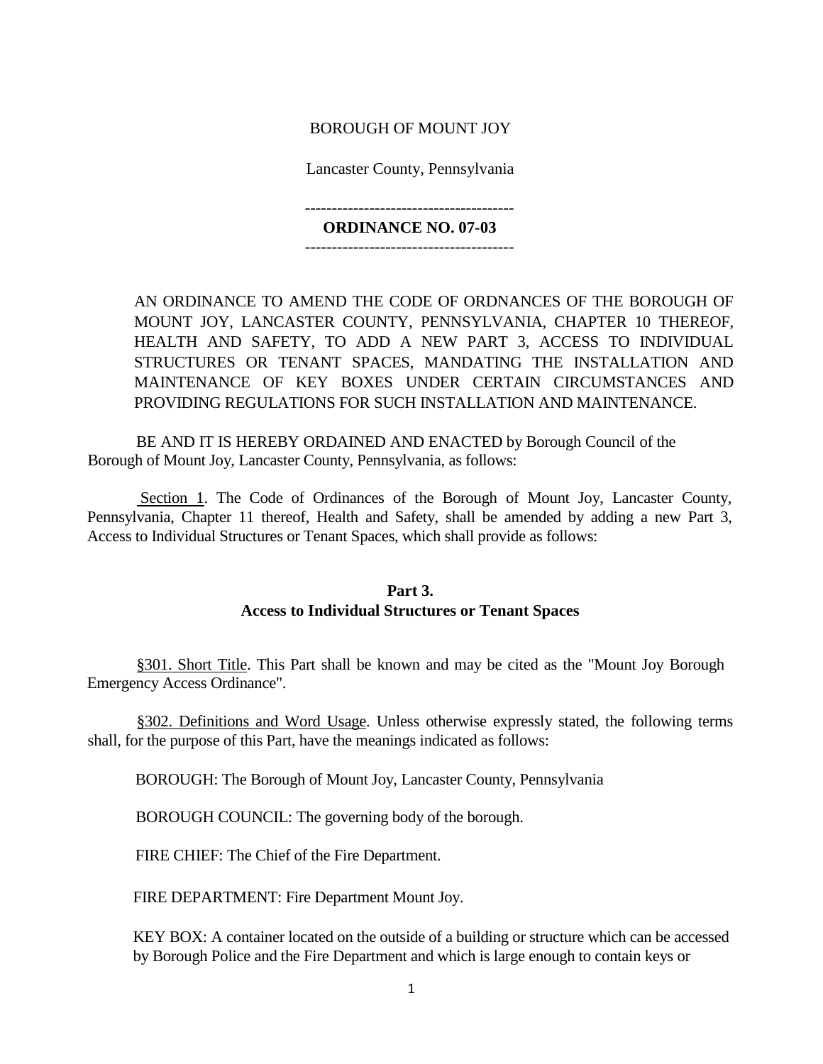BOROUGH OF MOUNT JOY

Lancaster County, Pennsylvania

---------------------------------------

**ORDINANCE NO. 07-03**

---------------------------------------

AN ORDINANCE TO AMEND THE CODE OF ORDNANCES OF THE BOROUGH OF MOUNT JOY, LANCASTER COUNTY, PENNSYLVANIA, CHAPTER 10 THEREOF, HEALTH AND SAFETY, TO ADD A NEW PART 3, ACCESS TO INDIVIDUAL STRUCTURES OR TENANT SPACES, MANDATING THE INSTALLATION AND MAINTENANCE OF KEY BOXES UNDER CERTAIN CIRCUMSTANCES AND PROVIDING REGULATIONS FOR SUCH INSTALLATION AND MAINTENANCE.

BE AND IT IS HEREBY ORDAINED AND ENACTED by Borough Council of the Borough of Mount Joy, Lancaster County, Pennsylvania, as follows:

Section 1. The Code of Ordinances of the Borough of Mount Joy, Lancaster County, Pennsylvania, Chapter 11 thereof, Health and Safety, shall be amended by adding a new Part 3, Access to Individual Structures or Tenant Spaces, which shall provide as follows:

**Part 3.**
**Access to Individual Structures or Tenant Spaces**

§301. Short Title. This Part shall be known and may be cited as the "Mount Joy Borough Emergency Access Ordinance".

§302. Definitions and Word Usage. Unless otherwise expressly stated, the following terms shall, for the purpose of this Part, have the meanings indicated as follows:

BOROUGH: The Borough of Mount Joy, Lancaster County, Pennsylvania

BOROUGH COUNCIL: The governing body of the borough.

FIRE CHIEF: The Chief of the Fire Department.

FIRE DEPARTMENT: Fire Department Mount Joy.

KEY BOX: A container located on the outside of a building or structure which can be accessed by Borough Police and the Fire Department and which is large enough to contain keys or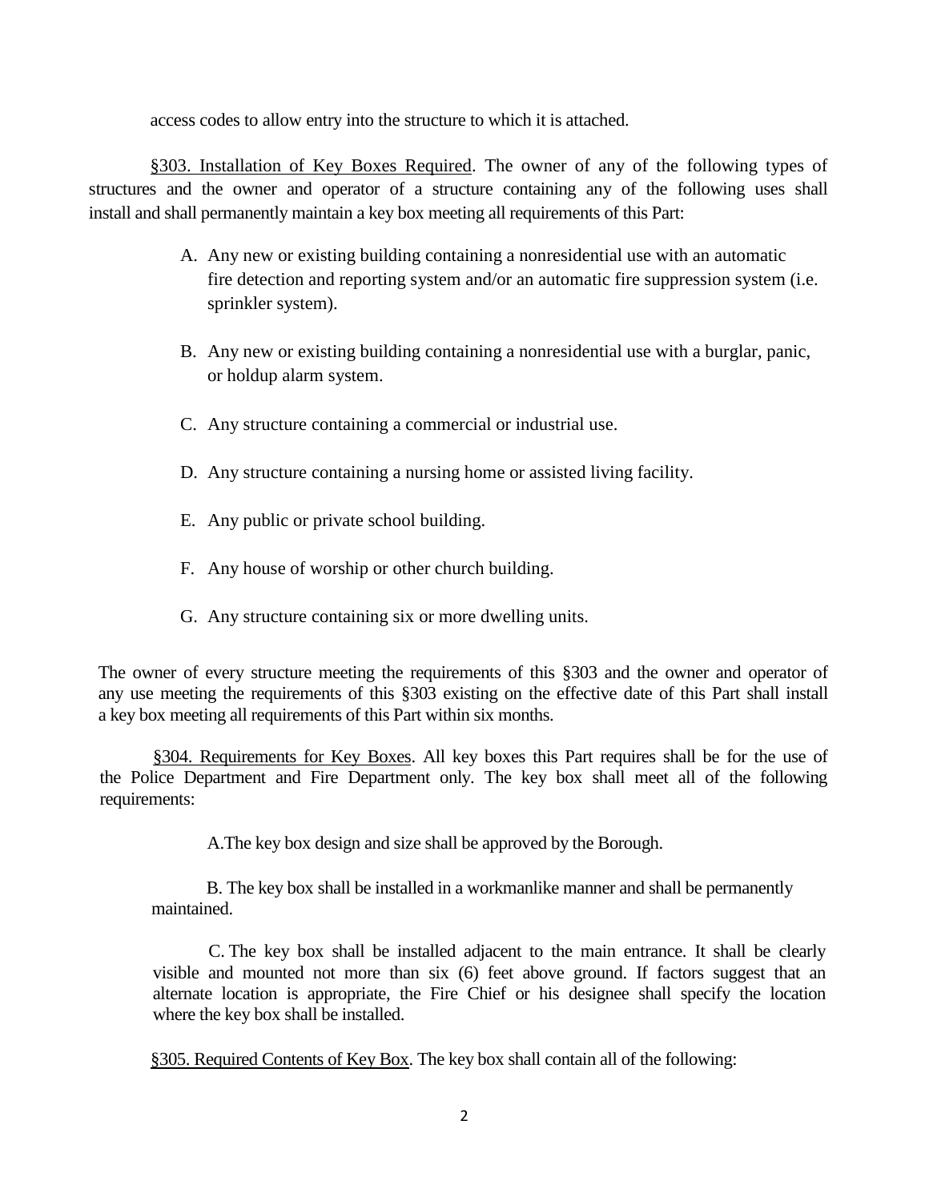access codes to allow entry into the structure to which it is attached.

§303. Installation of Key Boxes Required. The owner of any of the following types of structures and the owner and operator of a structure containing any of the following uses shall install and shall permanently maintain a key box meeting all requirements of this Part:

A. Any new or existing building containing a nonresidential use with an automatic fire detection and reporting system and/or an automatic fire suppression system (i.e. sprinkler system).

B. Any new or existing building containing a nonresidential use with a burglar, panic, or holdup alarm system.

C. Any structure containing a commercial or industrial use.

D. Any structure containing a nursing home or assisted living facility.

E. Any public or private school building.

F. Any house of worship or other church building.

G. Any structure containing six or more dwelling units.

The owner of every structure meeting the requirements of this §303 and the owner and operator of any use meeting the requirements of this §303 existing on the effective date of this Part shall install a key box meeting all requirements of this Part within six months.

§304. Requirements for Key Boxes. All key boxes this Part requires shall be for the use of the Police Department and Fire Department only. The key box shall meet all of the following requirements:

A. The key box design and size shall be approved by the Borough.

B. The key box shall be installed in a workmanlike manner and shall be permanently maintained.

C. The key box shall be installed adjacent to the main entrance. It shall be clearly visible and mounted not more than six (6) feet above ground. If factors suggest that an alternate location is appropriate, the Fire Chief or his designee shall specify the location where the key box shall be installed.

§305. Required Contents of Key Box. The key box shall contain all of the following: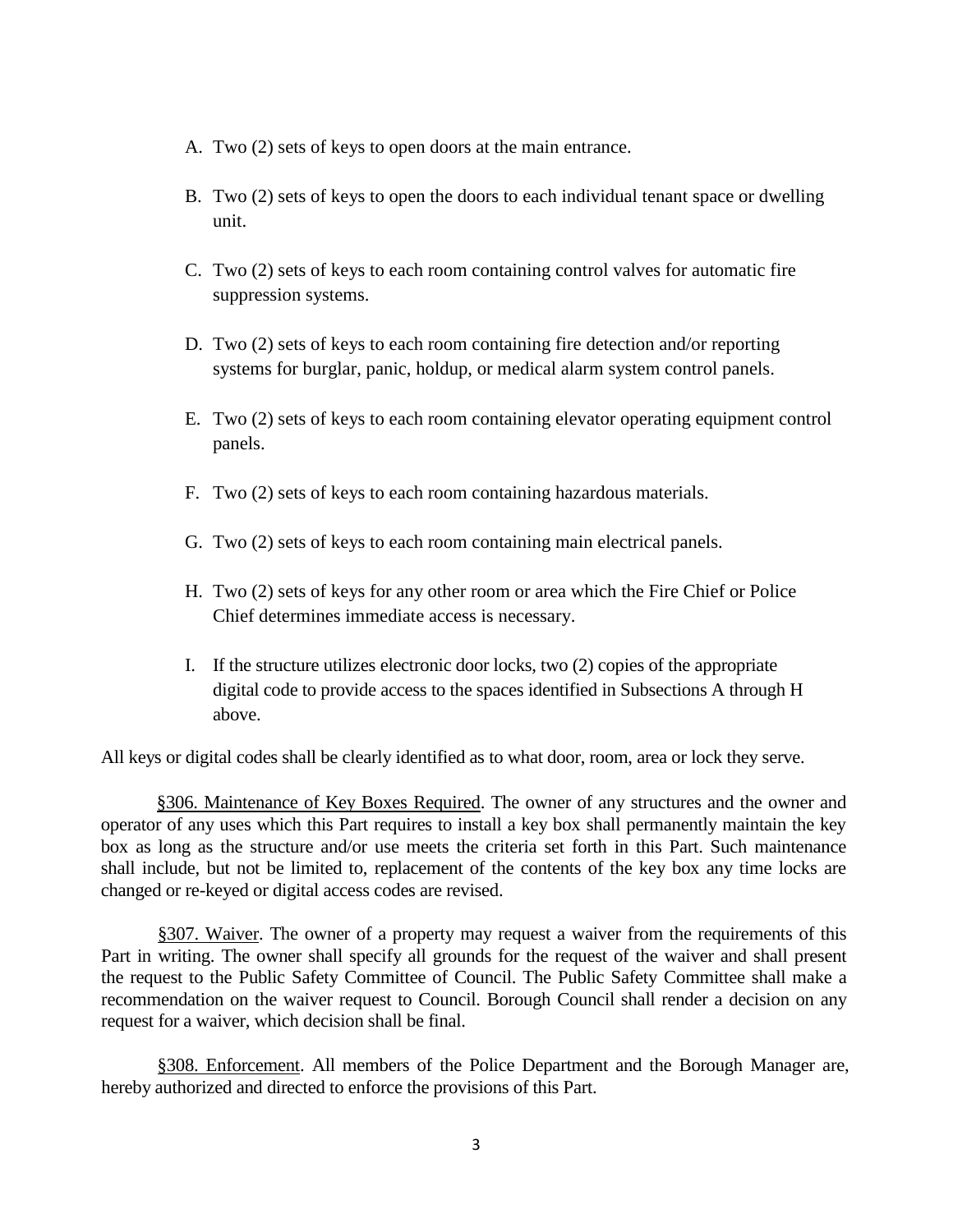A. Two (2) sets of keys to open doors at the main entrance.

B. Two (2) sets of keys to open the doors to each individual tenant space or dwelling unit.

C. Two (2) sets of keys to each room containing control valves for automatic fire suppression systems.

D. Two (2) sets of keys to each room containing fire detection and/or reporting systems for burglar, panic, holdup, or medical alarm system control panels.

E. Two (2) sets of keys to each room containing elevator operating equipment control panels.

F. Two (2) sets of keys to each room containing hazardous materials.

G. Two (2) sets of keys to each room containing main electrical panels.

H. Two (2) sets of keys for any other room or area which the Fire Chief or Police Chief determines immediate access is necessary.

I. If the structure utilizes electronic door locks, two (2) copies of the appropriate digital code to provide access to the spaces identified in Subsections A through H above.

All keys or digital codes shall be clearly identified as to what door, room, area or lock they serve.

§306. Maintenance of Key Boxes Required. The owner of any structures and the owner and operator of any uses which this Part requires to install a key box shall permanently maintain the key box as long as the structure and/or use meets the criteria set forth in this Part. Such maintenance shall include, but not be limited to, replacement of the contents of the key box any time locks are changed or re-keyed or digital access codes are revised.

§307. Waiver. The owner of a property may request a waiver from the requirements of this Part in writing. The owner shall specify all grounds for the request of the waiver and shall present the request to the Public Safety Committee of Council. The Public Safety Committee shall make a recommendation on the waiver request to Council. Borough Council shall render a decision on any request for a waiver, which decision shall be final.

§308. Enforcement. All members of the Police Department and the Borough Manager are, hereby authorized and directed to enforce the provisions of this Part.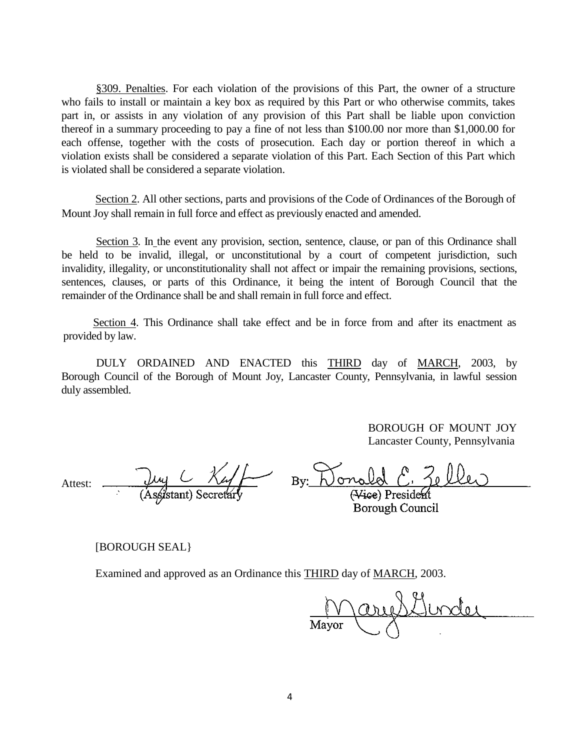§309. Penalties. For each violation of the provisions of this Part, the owner of a structure who fails to install or maintain a key box as required by this Part or who otherwise commits, takes part in, or assists in any violation of any provision of this Part shall be liable upon conviction thereof in a summary proceeding to pay a fine of not less than $100.00 nor more than $1,000.00 for each offense, together with the costs of prosecution. Each day or portion thereof in which a violation exists shall be considered a separate violation of this Part. Each Section of this Part which is violated shall be considered a separate violation.

Section 2. All other sections, parts and provisions of the Code of Ordinances of the Borough of Mount Joy shall remain in full force and effect as previously enacted and amended.

Section 3. In the event any provision, section, sentence, clause, or pan of this Ordinance shall be held to be invalid, illegal, or unconstitutional by a court of competent jurisdiction, such invalidity, illegality, or unconstitutionality shall not affect or impair the remaining provisions, sections, sentences, clauses, or parts of this Ordinance, it being the intent of Borough Council that the remainder of the Ordinance shall be and shall remain in full force and effect.

Section 4. This Ordinance shall take effect and be in force from and after its enactment as provided by law.

DULY ORDAINED AND ENACTED this THIRD day of MARCH, 2003, by Borough Council of the Borough of Mount Joy, Lancaster County, Pennsylvania, in lawful session duly assembled.

BOROUGH OF MOUNT JOY
Lancaster County, Pennsylvania

Attest: (Assistant) Secretary

By: Donald E. Zeller
(Vice) President
Borough Council

[BOROUGH SEAL}

Examined and approved as an Ordinance this THIRD day of MARCH, 2003.

Mayor